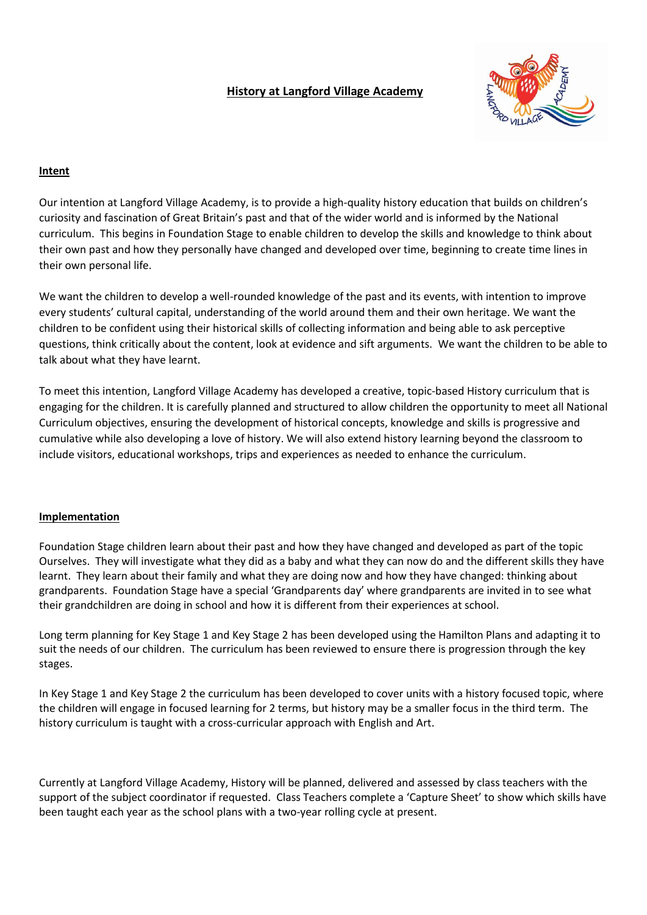# History at Langford Village Academy

## Intent

Our intention at Langford Village Academy, is to provide a high-quality history education that builds on children's curiosity and fascination of Great Britain's past and that of the wider world and is informed by the National curriculum. This begins in Foundation Stage to enable children to develop the skills and knowledge to think about their own past and how they personally have changed and developed over time, beginning to create time lines in their own personal life.

We want the children to develop a well-rounded knowledge of the past and its events, with intention to improve every students' cultural capital, understanding of the world around them and their own heritage. We want the children to be confident using their historical skills of collecting information and being able to ask perceptive questions, think critically about the content, look at evidence and sift arguments. We want the children to be able to talk about what they have learnt.

To meet this intention, Langford Village Academy has developed a creative, topic-based History curriculum that is engaging for the children. It is carefully planned and structured to allow children the opportunity to meet all National Curriculum objectives, ensuring the development of historical concepts, knowledge and skills is progressive and cumulative while also developing a love of history. We will also extend history learning beyond the classroom to include visitors, educational workshops, trips and experiences as needed to enhance the curriculum.

## Implementation

Foundation Stage children learn about their past and how they have changed and developed as part of the topic Ourselves. They will investigate what they did as a baby and what they can now do and the different skills they have learnt. They learn about their family and what they are doing now and how they have changed: thinking about grandparents. Foundation Stage have a special 'Grandparents day' where grandparents are invited in to see what their grandchildren are doing in school and how it is different from their experiences at school.

Long term planning for Key Stage 1 and Key Stage 2 has been developed using the Hamilton Plans and adapting it to suit the needs of our children. The curriculum has been reviewed to ensure there is progression through the key stages.

In Key Stage 1 and Key Stage 2 the curriculum has been developed to cover units with a history focused topic, where the children will engage in focused learning for 2 terms, but history may be a smaller focus in the third term. The history curriculum is taught with a cross-curricular approach with English and Art.

Currently at Langford Village Academy, History will be planned, delivered and assessed by class teachers with the support of the subject coordinator if requested. Class Teachers complete a 'Capture Sheet' to show which skills have been taught each year as the school plans with a two-year rolling cycle at present.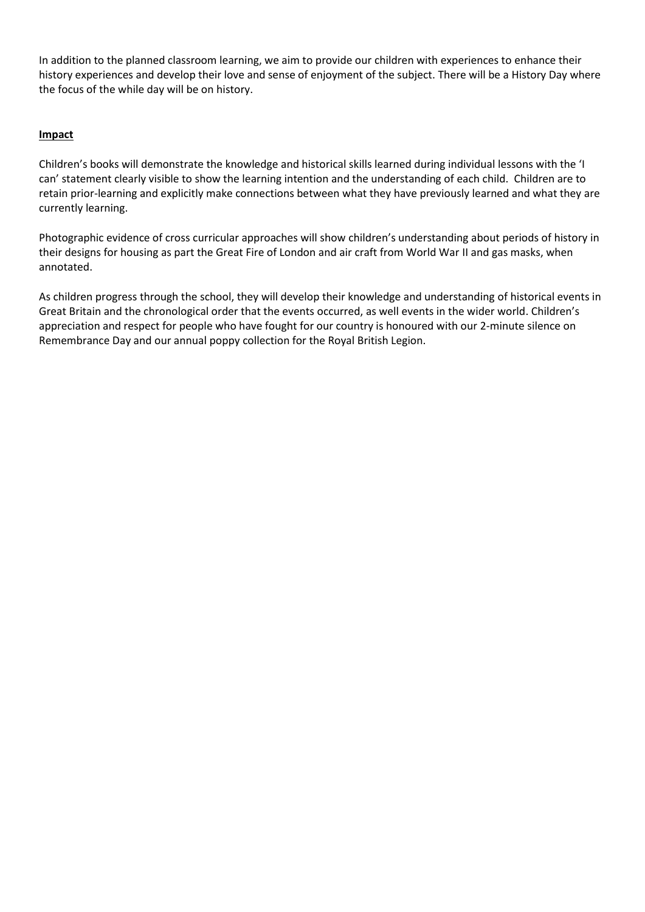In addition to the planned classroom learning, we aim to provide our children with experiences to enhance their history experiences and develop their love and sense of enjoyment of the subject. There will be a History Day where the focus of the while day will be on history.

**Impact**

Children's books will demonstrate the knowledge and historical skills learned during individual lessons with the 'I can' statement clearly visible to show the learning intention and the understanding of each child. Children are to retain prior-learning and explicitly make connections between what they have previously learned and what they are currently learning.

Photographic evidence of cross curricular approaches will show children's understanding about periods of history in their designs for housing as part the Great Fire of London and air craft from World War II and gas masks, when annotated.

As children progress through the school, they will develop their knowledge and understanding of historical events in Great Britain and the chronological order that the events occurred, as well events in the wider world. Children's appreciation and respect for people who have fought for our country is honoured with our 2-minute silence on Remembrance Day and our annual poppy collection for the Royal British Legion.